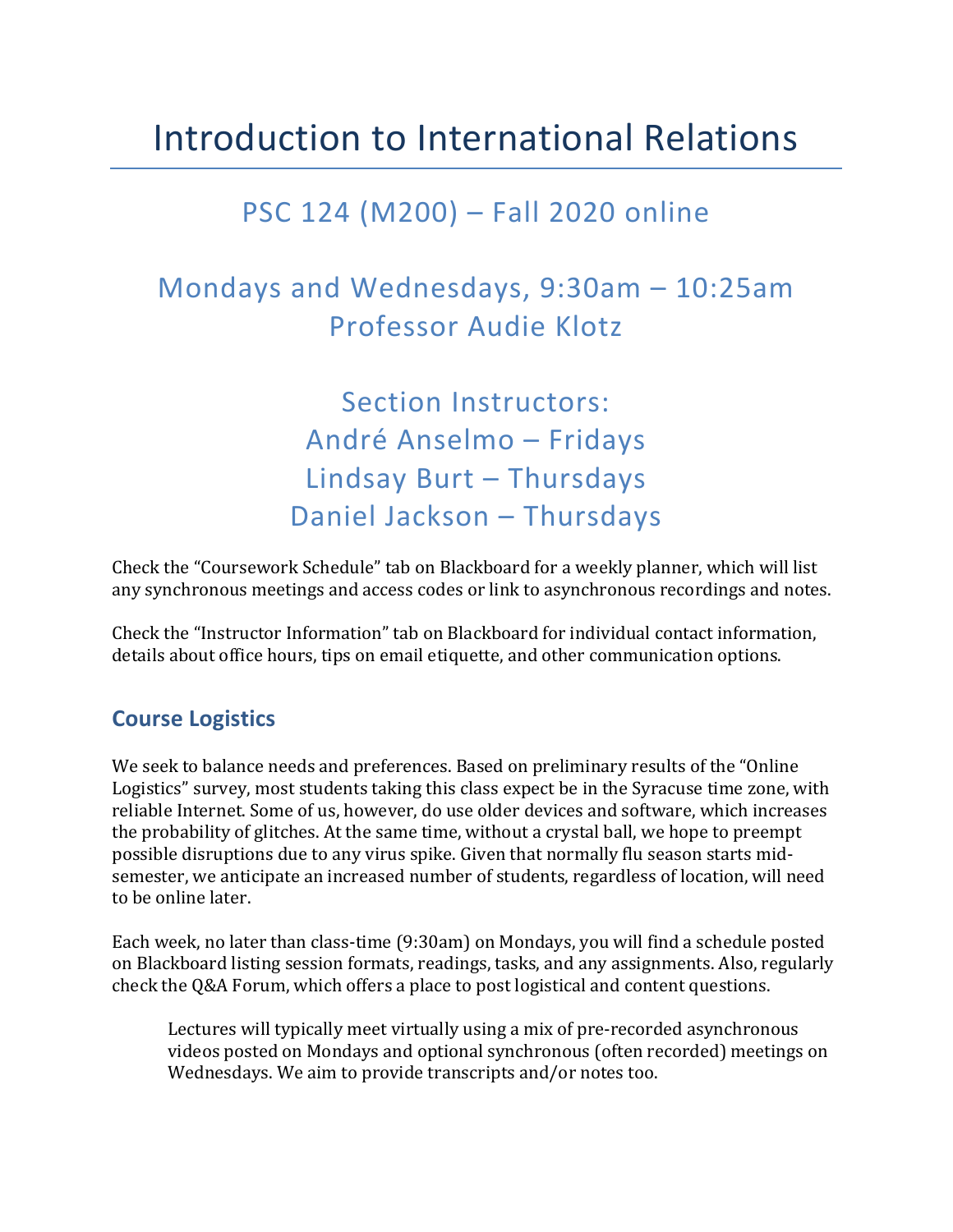# Introduction to International Relations

## PSC 124 (M200) – Fall 2020 online

## Mondays and Wednesdays, 9:30am – 10:25am
## Professor Audie Klotz

## Section Instructors:
## André Anselmo – Fridays
## Lindsay Burt – Thursdays
## Daniel Jackson – Thursdays

Check the "Coursework Schedule" tab on Blackboard for a weekly planner, which will list any synchronous meetings and access codes or link to asynchronous recordings and notes.

Check the "Instructor Information" tab on Blackboard for individual contact information, details about office hours, tips on email etiquette, and other communication options.

### Course Logistics

We seek to balance needs and preferences. Based on preliminary results of the "Online Logistics" survey, most students taking this class expect be in the Syracuse time zone, with reliable Internet. Some of us, however, do use older devices and software, which increases the probability of glitches. At the same time, without a crystal ball, we hope to preempt possible disruptions due to any virus spike. Given that normally flu season starts mid-semester, we anticipate an increased number of students, regardless of location, will need to be online later.

Each week, no later than class-time (9:30am) on Mondays, you will find a schedule posted on Blackboard listing session formats, readings, tasks, and any assignments. Also, regularly check the Q&A Forum, which offers a place to post logistical and content questions.

> Lectures will typically meet virtually using a mix of pre-recorded asynchronous videos posted on Mondays and optional synchronous (often recorded) meetings on Wednesdays. We aim to provide transcripts and/or notes too.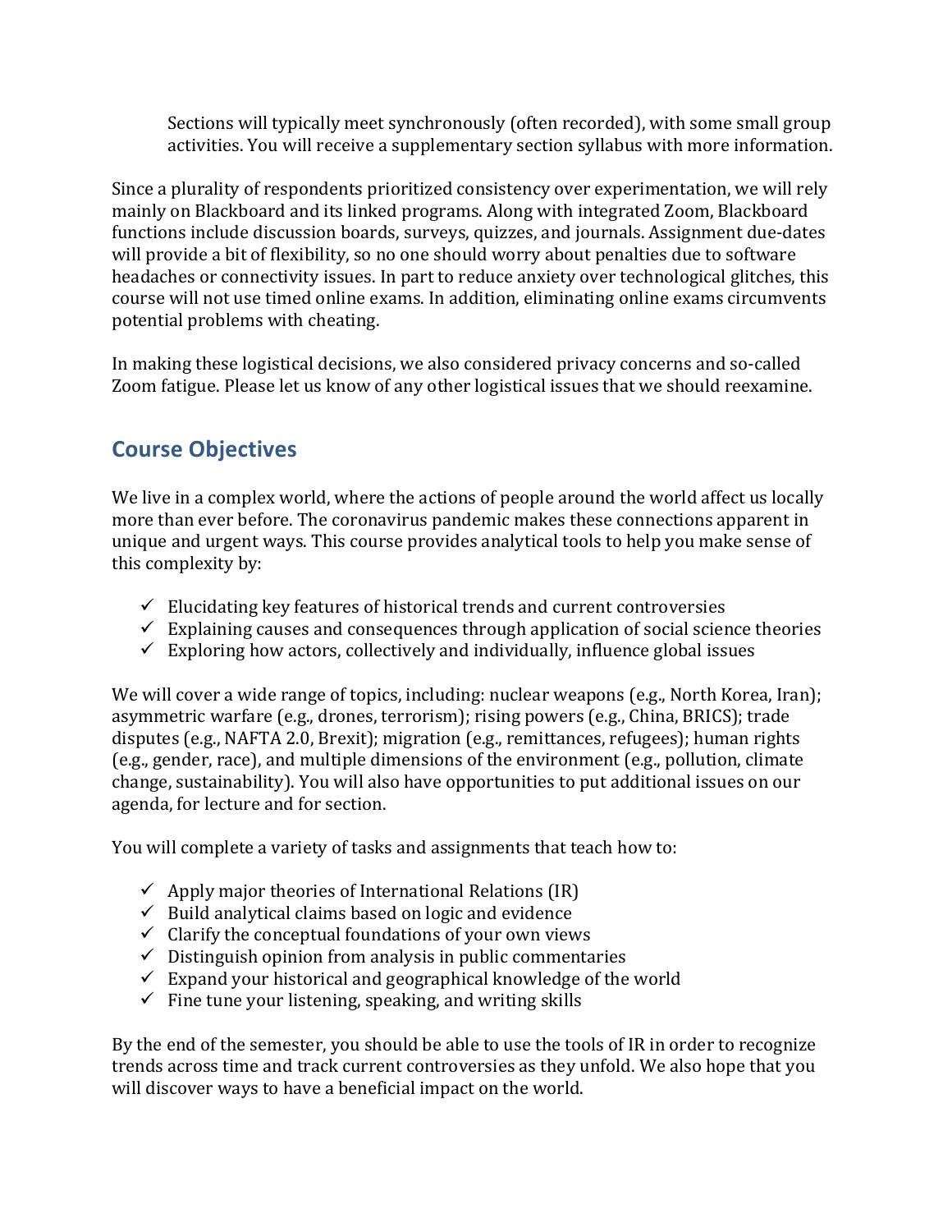Sections will typically meet synchronously (often recorded), with some small group activities. You will receive a supplementary section syllabus with more information.

Since a plurality of respondents prioritized consistency over experimentation, we will rely mainly on Blackboard and its linked programs. Along with integrated Zoom, Blackboard functions include discussion boards, surveys, quizzes, and journals. Assignment due-dates will provide a bit of flexibility, so no one should worry about penalties due to software headaches or connectivity issues. In part to reduce anxiety over technological glitches, this course will not use timed online exams. In addition, eliminating online exams circumvents potential problems with cheating.

In making these logistical decisions, we also considered privacy concerns and so-called Zoom fatigue. Please let us know of any other logistical issues that we should reexamine.

## Course Objectives

We live in a complex world, where the actions of people around the world affect us locally more than ever before. The coronavirus pandemic makes these connections apparent in unique and urgent ways. This course provides analytical tools to help you make sense of this complexity by:

- ✓ Elucidating key features of historical trends and current controversies
- ✓ Explaining causes and consequences through application of social science theories
- ✓ Exploring how actors, collectively and individually, influence global issues

We will cover a wide range of topics, including: nuclear weapons (e.g., North Korea, Iran); asymmetric warfare (e.g., drones, terrorism); rising powers (e.g., China, BRICS); trade disputes (e.g., NAFTA 2.0, Brexit); migration (e.g., remittances, refugees); human rights (e.g., gender, race), and multiple dimensions of the environment (e.g., pollution, climate change, sustainability). You will also have opportunities to put additional issues on our agenda, for lecture and for section.

You will complete a variety of tasks and assignments that teach how to:

- ✓ Apply major theories of International Relations (IR)
- ✓ Build analytical claims based on logic and evidence
- ✓ Clarify the conceptual foundations of your own views
- ✓ Distinguish opinion from analysis in public commentaries
- ✓ Expand your historical and geographical knowledge of the world
- ✓ Fine tune your listening, speaking, and writing skills

By the end of the semester, you should be able to use the tools of IR in order to recognize trends across time and track current controversies as they unfold. We also hope that you will discover ways to have a beneficial impact on the world.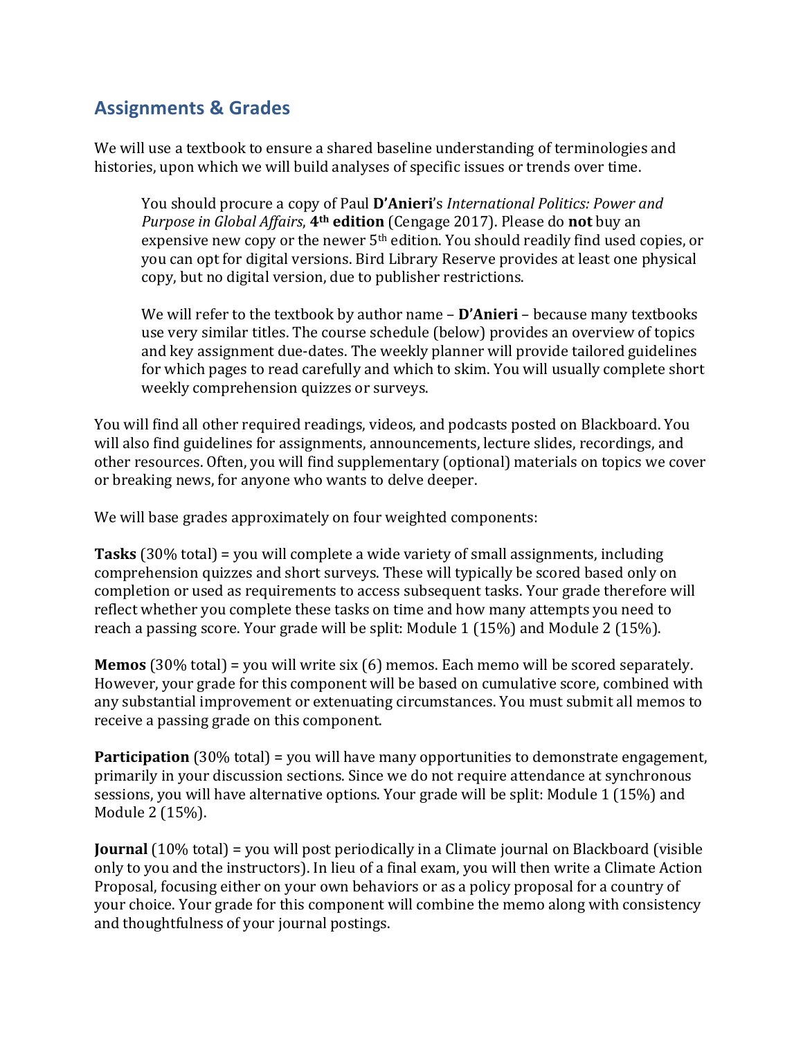## Assignments & Grades

We will use a textbook to ensure a shared baseline understanding of terminologies and histories, upon which we will build analyses of specific issues or trends over time.

> You should procure a copy of Paul **D'Anieri**'s *International Politics: Power and Purpose in Global Affairs*, **4th edition** (Cengage 2017). Please do **not** buy an expensive new copy or the newer 5th edition. You should readily find used copies, or you can opt for digital versions. Bird Library Reserve provides at least one physical copy, but no digital version, due to publisher restrictions.
>
> We will refer to the textbook by author name – **D'Anieri** – because many textbooks use very similar titles. The course schedule (below) provides an overview of topics and key assignment due-dates. The weekly planner will provide tailored guidelines for which pages to read carefully and which to skim. You will usually complete short weekly comprehension quizzes or surveys.

You will find all other required readings, videos, and podcasts posted on Blackboard. You will also find guidelines for assignments, announcements, lecture slides, recordings, and other resources. Often, you will find supplementary (optional) materials on topics we cover or breaking news, for anyone who wants to delve deeper.

We will base grades approximately on four weighted components:

**Tasks** (30% total) = you will complete a wide variety of small assignments, including comprehension quizzes and short surveys. These will typically be scored based only on completion or used as requirements to access subsequent tasks. Your grade therefore will reflect whether you complete these tasks on time and how many attempts you need to reach a passing score. Your grade will be split: Module 1 (15%) and Module 2 (15%).

**Memos** (30% total) = you will write six (6) memos. Each memo will be scored separately. However, your grade for this component will be based on cumulative score, combined with any substantial improvement or extenuating circumstances. You must submit all memos to receive a passing grade on this component.

**Participation** (30% total) = you will have many opportunities to demonstrate engagement, primarily in your discussion sections. Since we do not require attendance at synchronous sessions, you will have alternative options. Your grade will be split: Module 1 (15%) and Module 2 (15%).

**Journal** (10% total) = you will post periodically in a Climate journal on Blackboard (visible only to you and the instructors). In lieu of a final exam, you will then write a Climate Action Proposal, focusing either on your own behaviors or as a policy proposal for a country of your choice. Your grade for this component will combine the memo along with consistency and thoughtfulness of your journal postings.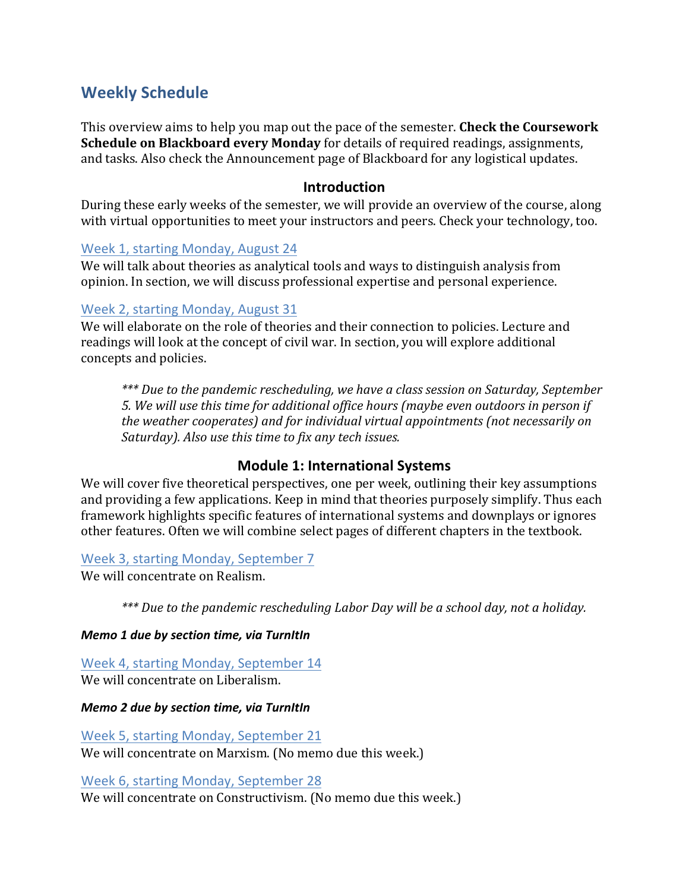## Weekly Schedule

This overview aims to help you map out the pace of the semester. **Check the Coursework Schedule on Blackboard every Monday** for details of required readings, assignments, and tasks. Also check the Announcement page of Blackboard for any logistical updates.

### Introduction

During these early weeks of the semester, we will provide an overview of the course, along with virtual opportunities to meet your instructors and peers. Check your technology, too.

#### Week 1, starting Monday, August 24

We will talk about theories as analytical tools and ways to distinguish analysis from opinion. In section, we will discuss professional expertise and personal experience.

#### Week 2, starting Monday, August 31

We will elaborate on the role of theories and their connection to policies. Lecture and readings will look at the concept of civil war. In section, you will explore additional concepts and policies.

> *\*\*\* Due to the pandemic rescheduling, we have a class session on Saturday, September 5. We will use this time for additional office hours (maybe even outdoors in person if the weather cooperates) and for individual virtual appointments (not necessarily on Saturday). Also use this time to fix any tech issues.*

### Module 1: International Systems

We will cover five theoretical perspectives, one per week, outlining their key assumptions and providing a few applications. Keep in mind that theories purposely simplify. Thus each framework highlights specific features of international systems and downplays or ignores other features. Often we will combine select pages of different chapters in the textbook.

#### Week 3, starting Monday, September 7

We will concentrate on Realism.

> *\*\*\* Due to the pandemic rescheduling Labor Day will be a school day, not a holiday.*

***Memo 1 due by section time, via TurnItIn***

#### Week 4, starting Monday, September 14

We will concentrate on Liberalism.

***Memo 2 due by section time, via TurnItIn***

#### Week 5, starting Monday, September 21

We will concentrate on Marxism. (No memo due this week.)

#### Week 6, starting Monday, September 28

We will concentrate on Constructivism. (No memo due this week.)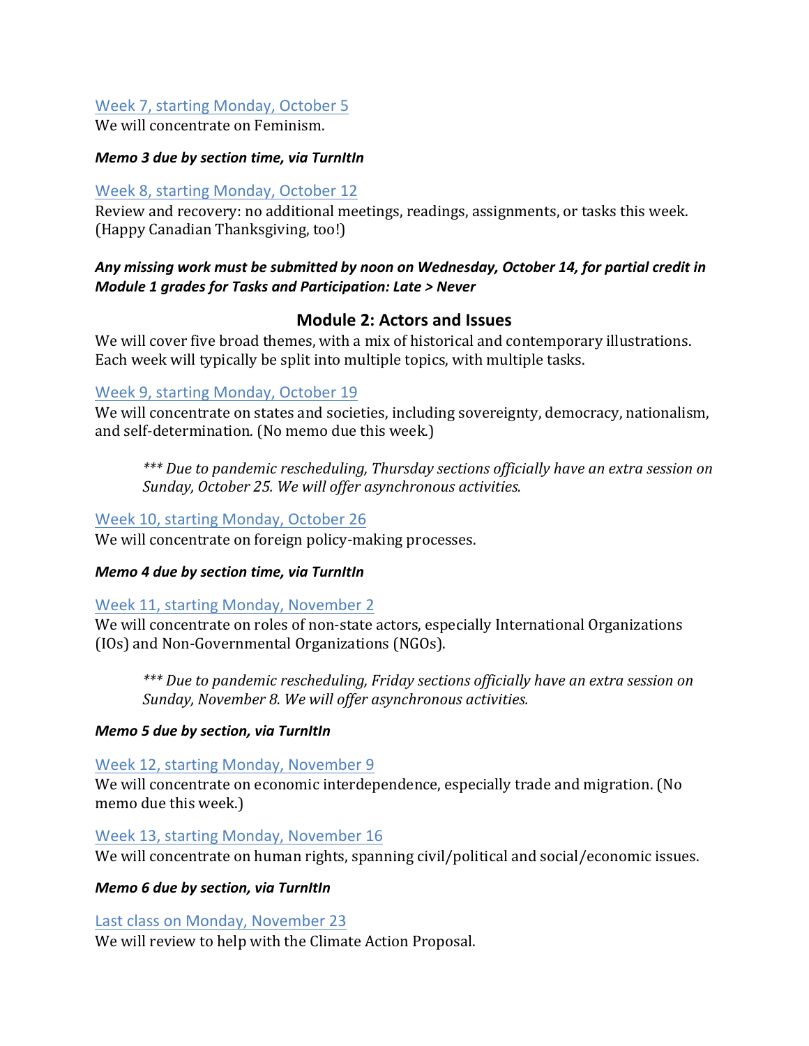### Week 7, starting Monday, October 5

We will concentrate on Feminism.

***Memo 3 due by section time, via TurnItIn***

### Week 8, starting Monday, October 12

Review and recovery: no additional meetings, readings, assignments, or tasks this week. (Happy Canadian Thanksgiving, too!)

***Any missing work must be submitted by noon on Wednesday, October 14, for partial credit in Module 1 grades for Tasks and Participation: Late > Never***

## Module 2: Actors and Issues

We will cover five broad themes, with a mix of historical and contemporary illustrations. Each week will typically be split into multiple topics, with multiple tasks.

### Week 9, starting Monday, October 19

We will concentrate on states and societies, including sovereignty, democracy, nationalism, and self-determination. (No memo due this week.)

> *\*\*\* Due to pandemic rescheduling, Thursday sections officially have an extra session on Sunday, October 25. We will offer asynchronous activities.*

### Week 10, starting Monday, October 26

We will concentrate on foreign policy-making processes.

***Memo 4 due by section time, via TurnItIn***

### Week 11, starting Monday, November 2

We will concentrate on roles of non-state actors, especially International Organizations (IOs) and Non-Governmental Organizations (NGOs).

> *\*\*\* Due to pandemic rescheduling, Friday sections officially have an extra session on Sunday, November 8. We will offer asynchronous activities.*

***Memo 5 due by section, via TurnItIn***

### Week 12, starting Monday, November 9

We will concentrate on economic interdependence, especially trade and migration. (No memo due this week.)

### Week 13, starting Monday, November 16

We will concentrate on human rights, spanning civil/political and social/economic issues.

***Memo 6 due by section, via TurnItIn***

### Last class on Monday, November 23

We will review to help with the Climate Action Proposal.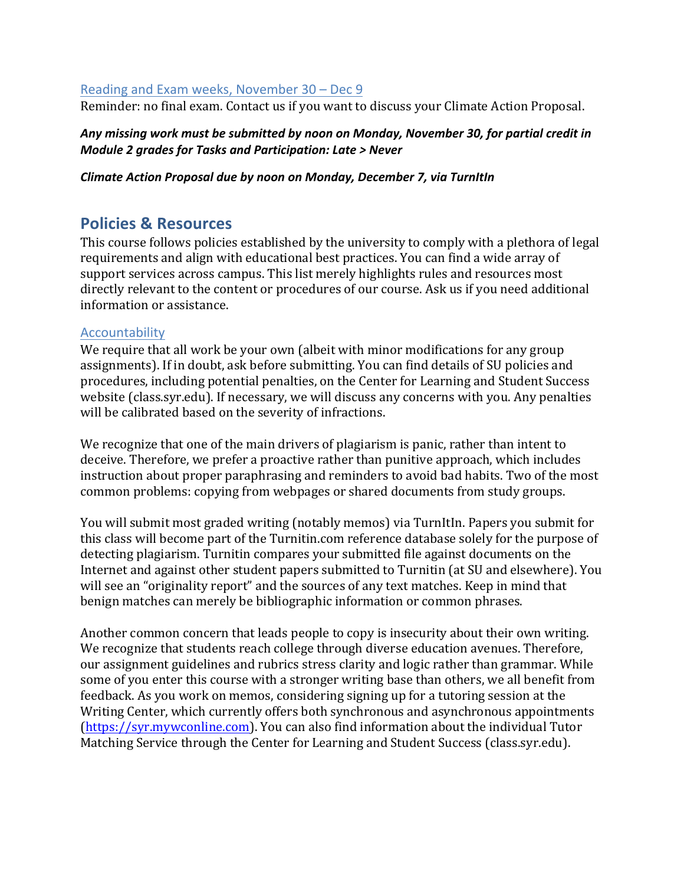### Reading and Exam weeks, November 30 – Dec 9

Reminder: no final exam. Contact us if you want to discuss your Climate Action Proposal.

***Any missing work must be submitted by noon on Monday, November 30, for partial credit in Module 2 grades for Tasks and Participation: Late > Never***

***Climate Action Proposal due by noon on Monday, December 7, via TurnItIn***

## Policies & Resources

This course follows policies established by the university to comply with a plethora of legal requirements and align with educational best practices. You can find a wide array of support services across campus. This list merely highlights rules and resources most directly relevant to the content or procedures of our course. Ask us if you need additional information or assistance.

### Accountability

We require that all work be your own (albeit with minor modifications for any group assignments). If in doubt, ask before submitting. You can find details of SU policies and procedures, including potential penalties, on the Center for Learning and Student Success website (class.syr.edu). If necessary, we will discuss any concerns with you. Any penalties will be calibrated based on the severity of infractions.

We recognize that one of the main drivers of plagiarism is panic, rather than intent to deceive. Therefore, we prefer a proactive rather than punitive approach, which includes instruction about proper paraphrasing and reminders to avoid bad habits. Two of the most common problems: copying from webpages or shared documents from study groups.

You will submit most graded writing (notably memos) via TurnItIn. Papers you submit for this class will become part of the Turnitin.com reference database solely for the purpose of detecting plagiarism. Turnitin compares your submitted file against documents on the Internet and against other student papers submitted to Turnitin (at SU and elsewhere). You will see an "originality report" and the sources of any text matches. Keep in mind that benign matches can merely be bibliographic information or common phrases.

Another common concern that leads people to copy is insecurity about their own writing. We recognize that students reach college through diverse education avenues. Therefore, our assignment guidelines and rubrics stress clarity and logic rather than grammar. While some of you enter this course with a stronger writing base than others, we all benefit from feedback. As you work on memos, considering signing up for a tutoring session at the Writing Center, which currently offers both synchronous and asynchronous appointments (https://syr.mywconline.com). You can also find information about the individual Tutor Matching Service through the Center for Learning and Student Success (class.syr.edu).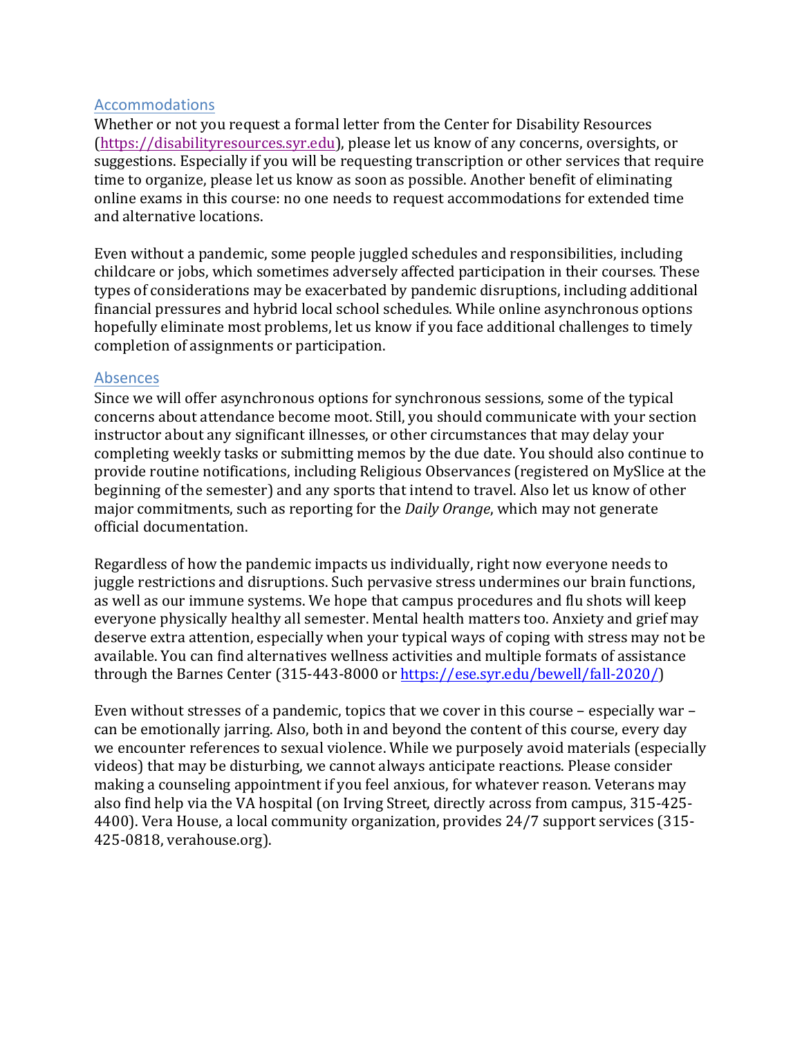## Accommodations

Whether or not you request a formal letter from the Center for Disability Resources (https://disabilityresources.syr.edu), please let us know of any concerns, oversights, or suggestions. Especially if you will be requesting transcription or other services that require time to organize, please let us know as soon as possible. Another benefit of eliminating online exams in this course: no one needs to request accommodations for extended time and alternative locations.

Even without a pandemic, some people juggled schedules and responsibilities, including childcare or jobs, which sometimes adversely affected participation in their courses. These types of considerations may be exacerbated by pandemic disruptions, including additional financial pressures and hybrid local school schedules. While online asynchronous options hopefully eliminate most problems, let us know if you face additional challenges to timely completion of assignments or participation.

## Absences

Since we will offer asynchronous options for synchronous sessions, some of the typical concerns about attendance become moot. Still, you should communicate with your section instructor about any significant illnesses, or other circumstances that may delay your completing weekly tasks or submitting memos by the due date. You should also continue to provide routine notifications, including Religious Observances (registered on MySlice at the beginning of the semester) and any sports that intend to travel. Also let us know of other major commitments, such as reporting for the *Daily Orange*, which may not generate official documentation.

Regardless of how the pandemic impacts us individually, right now everyone needs to juggle restrictions and disruptions. Such pervasive stress undermines our brain functions, as well as our immune systems. We hope that campus procedures and flu shots will keep everyone physically healthy all semester. Mental health matters too. Anxiety and grief may deserve extra attention, especially when your typical ways of coping with stress may not be available. You can find alternatives wellness activities and multiple formats of assistance through the Barnes Center (315-443-8000 or https://ese.syr.edu/bewell/fall-2020/)

Even without stresses of a pandemic, topics that we cover in this course – especially war – can be emotionally jarring. Also, both in and beyond the content of this course, every day we encounter references to sexual violence. While we purposely avoid materials (especially videos) that may be disturbing, we cannot always anticipate reactions. Please consider making a counseling appointment if you feel anxious, for whatever reason. Veterans may also find help via the VA hospital (on Irving Street, directly across from campus, 315-425-4400). Vera House, a local community organization, provides 24/7 support services (315-425-0818, verahouse.org).